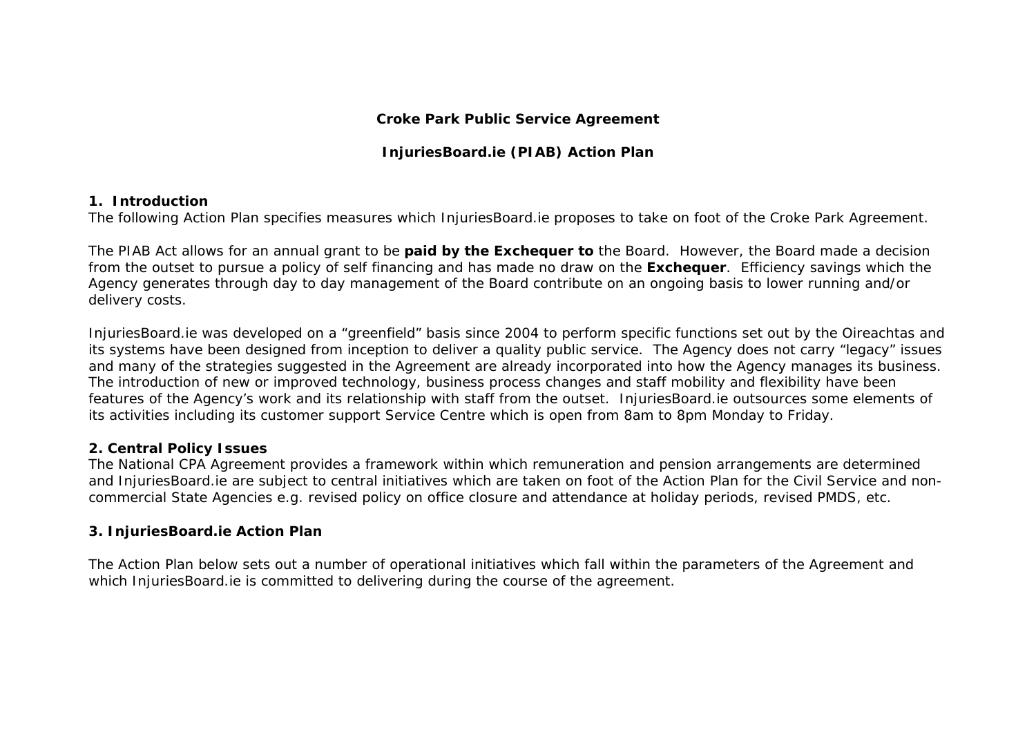**Croke Park Public Service Agreement**

**InjuriesBoard.ie (PIAB) Action Plan**

## 1. Introduction

The following Action Plan specifies measures which InjuriesBoard.ie proposes to take on foot of the Croke Park Agreement.

The PIAB Act allows for an annual grant to be **paid by the Exchequer to** the Board. However, the Board made a decision from the outset to pursue a policy of self financing and has made no draw on the **Exchequer**. Efficiency savings which the Agency generates through day to day management of the Board contribute on an ongoing basis to lower running and/or delivery costs.

InjuriesBoard.ie was developed on a "greenfield" basis since 2004 to perform specific functions set out by the Oireachtas and its systems have been designed from inception to deliver a quality public service. The Agency does not carry "legacy" issues and many of the strategies suggested in the Agreement are already incorporated into how the Agency manages its business. The introduction of new or improved technology, business process changes and staff mobility and flexibility have been features of the Agency's work and its relationship with staff from the outset. InjuriesBoard.ie outsources some elements of its activities including its customer support Service Centre which is open from 8am to 8pm Monday to Friday.

## 2. Central Policy Issues

The National CPA Agreement provides a framework within which remuneration and pension arrangements are determined and InjuriesBoard.ie are subject to central initiatives which are taken on foot of the Action Plan for the Civil Service and non-commercial State Agencies e.g. revised policy on office closure and attendance at holiday periods, revised PMDS, etc.

## 3. InjuriesBoard.ie Action Plan

The Action Plan below sets out a number of operational initiatives which fall within the parameters of the Agreement and which InjuriesBoard.ie is committed to delivering during the course of the agreement.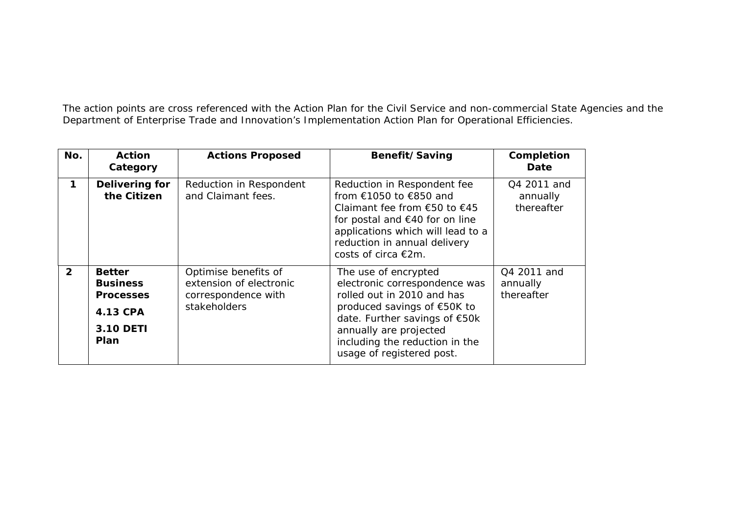The action points are cross referenced with the Action Plan for the Civil Service and non-commercial State Agencies and the Department of Enterprise Trade and Innovation's Implementation Action Plan for Operational Efficiencies.

| No. | Action Category | Actions Proposed | Benefit/Saving | Completion Date |
|---|---|---|---|---|
| 1 | **Delivering for the Citizen** | Reduction in Respondent and Claimant fees. | Reduction in Respondent fee from €1050 to €850 and Claimant fee from €50 to €45 for postal and €40 for on line applications which will lead to a reduction in annual delivery costs of circa €2m. | Q4 2011 and annually thereafter |
| 2 | **Better Business Processes** **4.13 CPA** **3.10 DETI Plan** | Optimise benefits of extension of electronic correspondence with stakeholders | The use of encrypted electronic correspondence was rolled out in 2010 and has produced savings of €50K to date. Further savings of €50k annually are projected including the reduction in the usage of registered post. | Q4 2011 and annually thereafter |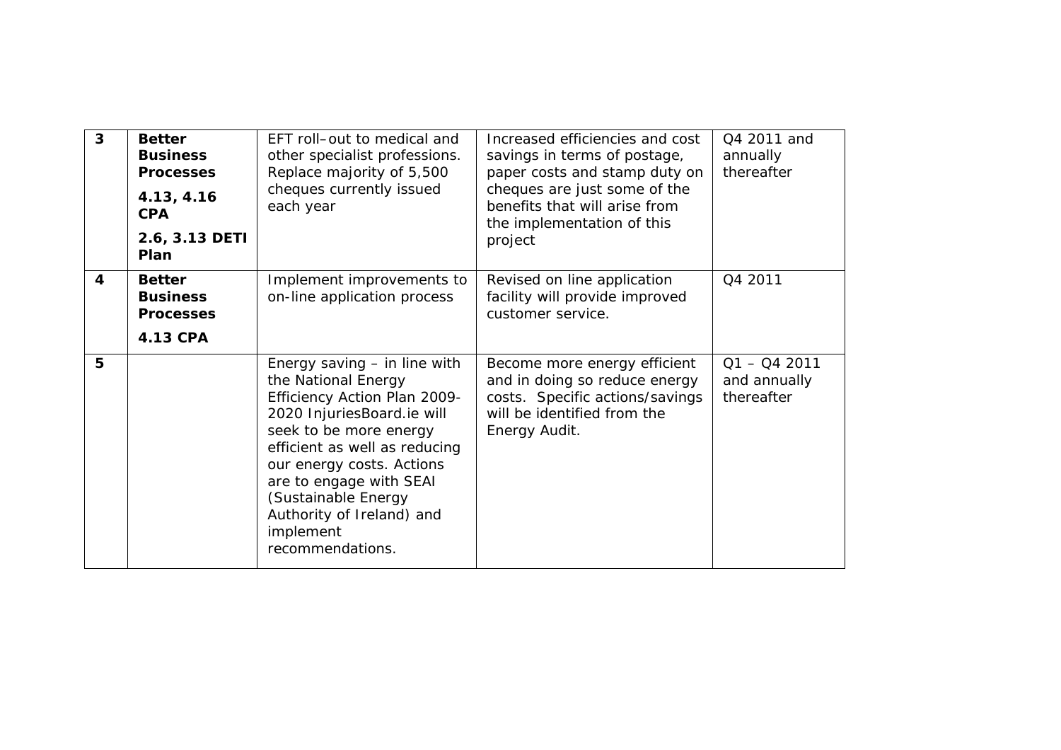| 3 | **Better Business Processes**<br>**4.13, 4.16 CPA**<br>**2.6, 3.13 DETI Plan** | EFT roll–out to medical and other specialist professions. Replace majority of 5,500 cheques currently issued each year | Increased efficiencies and cost savings in terms of postage, paper costs and stamp duty on cheques are just some of the benefits that will arise from the implementation of this project | Q4 2011 and annually thereafter |
|---|---|---|---|---|
| 4 | **Better Business Processes**<br>**4.13 CPA** | Implement improvements to on-line application process | Revised on line application facility will provide improved customer service. | Q4 2011 |
| 5 | | Energy saving – in line with the National Energy Efficiency Action Plan 2009-2020 InjuriesBoard.ie will seek to be more energy efficient as well as reducing our energy costs. Actions are to engage with SEAI (Sustainable Energy Authority of Ireland) and implement recommendations. | Become more energy efficient and in doing so reduce energy costs. Specific actions/savings will be identified from the Energy Audit. | Q1 – Q4 2011 and annually thereafter |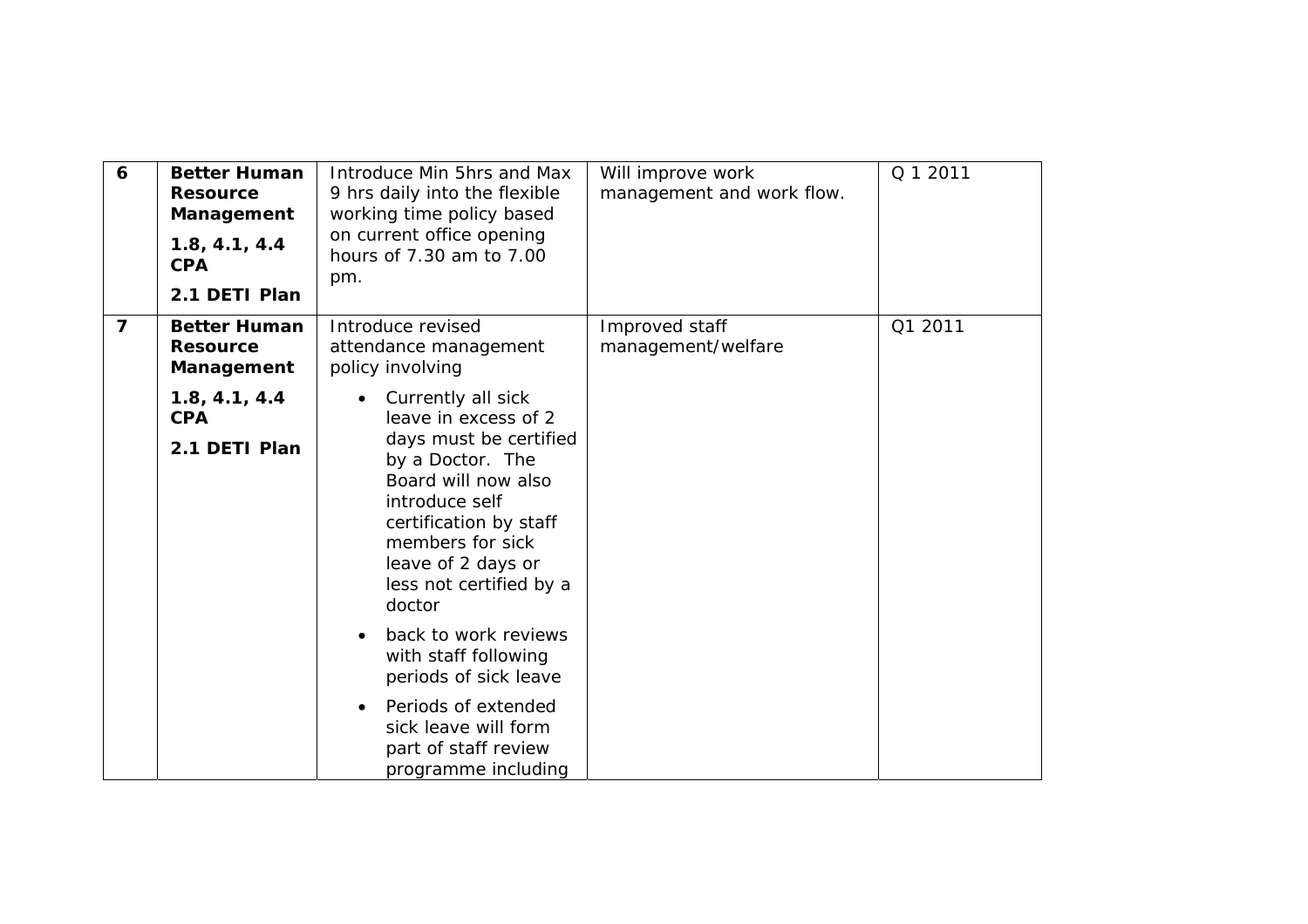| 6 | **Better Human Resource Management**<br>**1.8, 4.1, 4.4 CPA**<br>**2.1 DETI Plan** | Introduce Min 5hrs and Max 9 hrs daily into the flexible working time policy based on current office opening hours of 7.30 am to 7.00 pm. | Will improve work management and work flow. | Q 1 2011 |
|---|---|---|---|---|
| 7 | **Better Human Resource Management**<br>**1.8, 4.1, 4.4 CPA**<br>**2.1 DETI Plan** | Introduce revised attendance management policy involving<br>• Currently all sick leave in excess of 2 days must be certified by a Doctor. The Board will now also introduce self certification by staff members for sick leave of 2 days or less not certified by a doctor<br>• back to work reviews with staff following periods of sick leave<br>• Periods of extended sick leave will form part of staff review programme including | Improved staff management/welfare | Q1 2011 |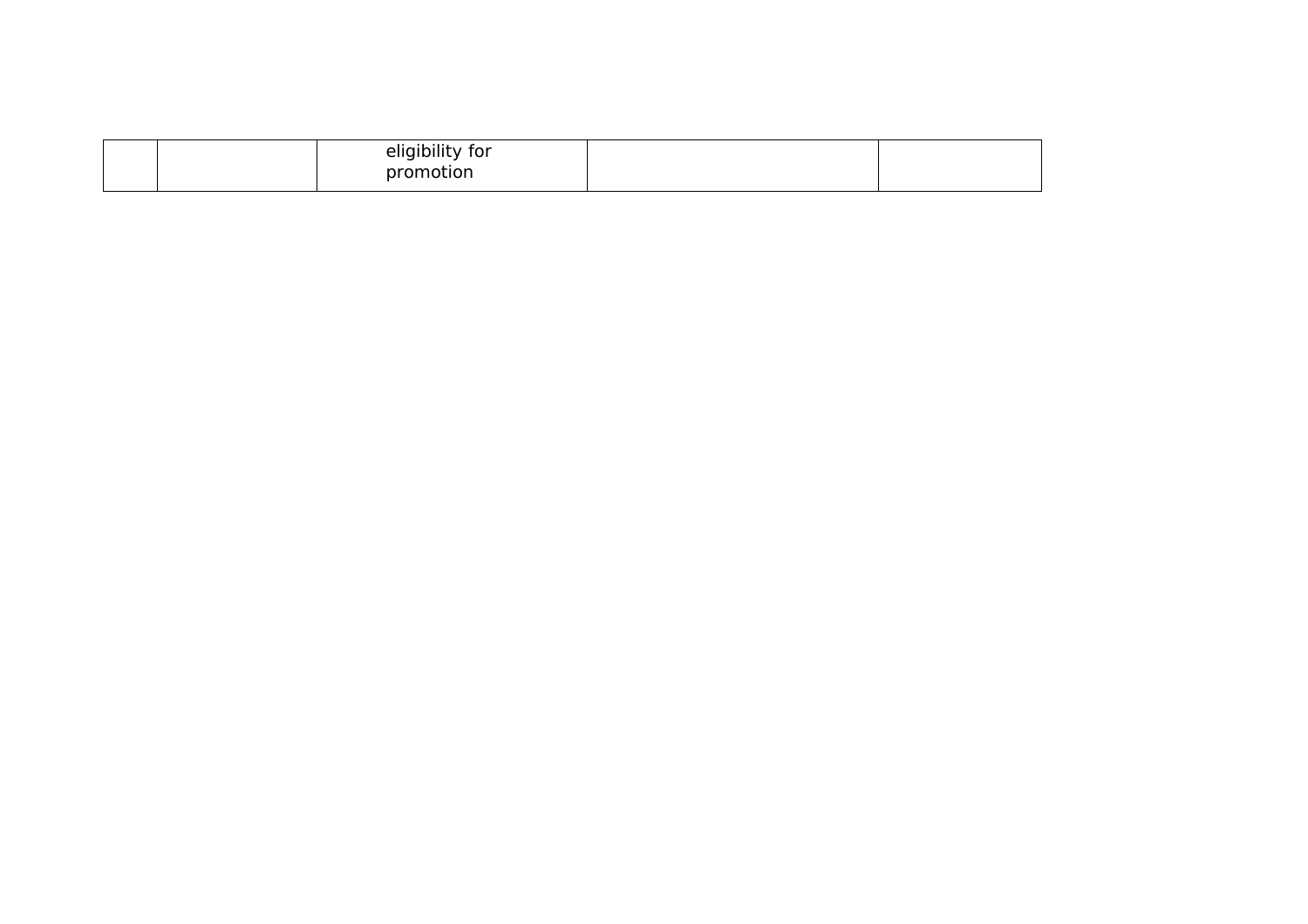| | | | | |
|---|---|---|---|---|
| | | eligibility for promotion | | |